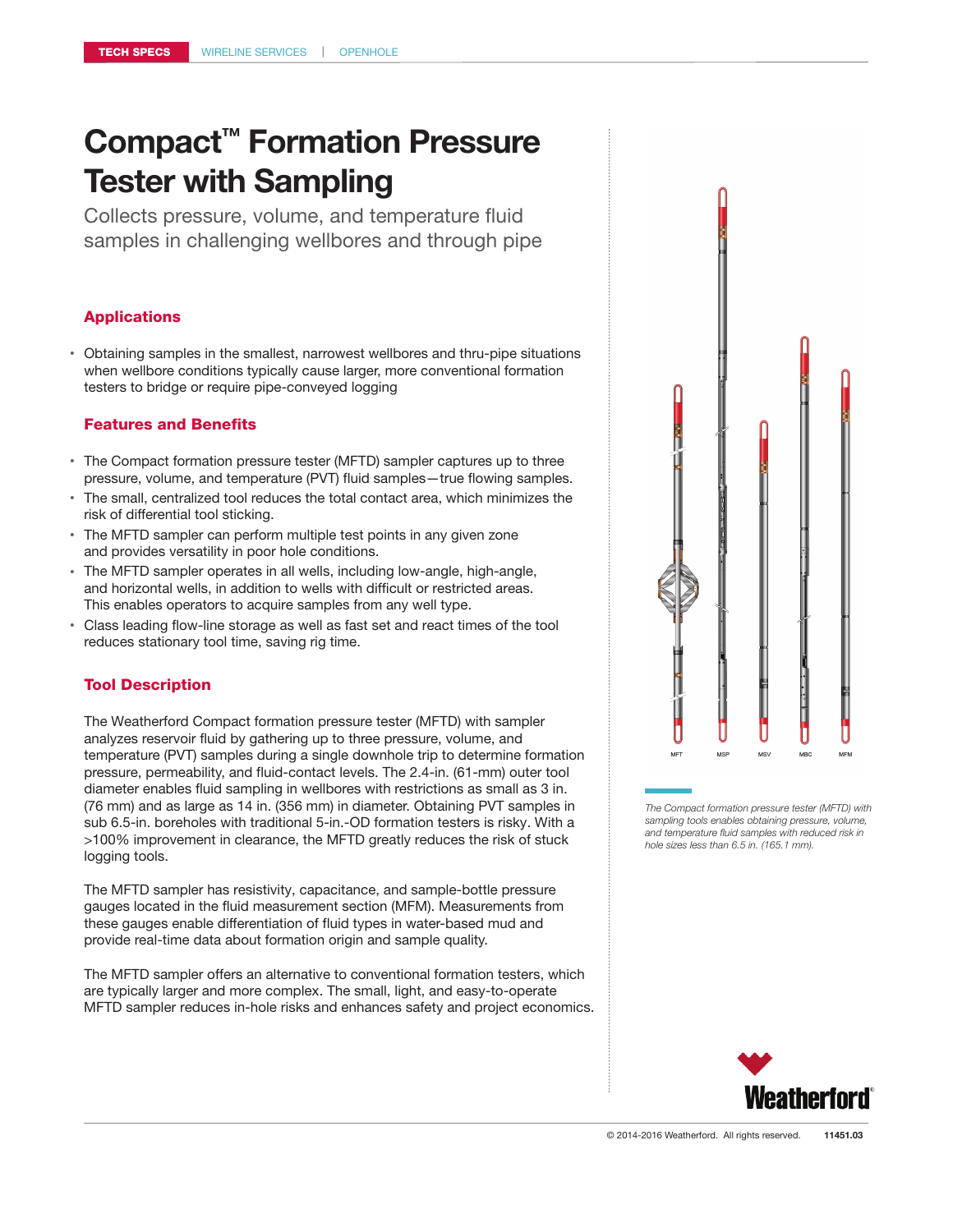TECH SPECS | WIRELINE SERVICES | OPENHOLE

# Compact™ Formation Pressure Tester with Sampling

Collects pressure, volume, and temperature fluid samples in challenging wellbores and through pipe

## Applications

- Obtaining samples in the smallest, narrowest wellbores and thru-pipe situations when wellbore conditions typically cause larger, more conventional formation testers to bridge or require pipe-conveyed logging

## Features and Benefits

- The Compact formation pressure tester (MFTD) sampler captures up to three pressure, volume, and temperature (PVT) fluid samples—true flowing samples.
- The small, centralized tool reduces the total contact area, which minimizes the risk of differential tool sticking.
- The MFTD sampler can perform multiple test points in any given zone and provides versatility in poor hole conditions.
- The MFTD sampler operates in all wells, including low-angle, high-angle, and horizontal wells, in addition to wells with difficult or restricted areas. This enables operators to acquire samples from any well type.
- Class leading flow-line storage as well as fast set and react times of the tool reduces stationary tool time, saving rig time.

## Tool Description

The Weatherford Compact formation pressure tester (MFTD) with sampler analyzes reservoir fluid by gathering up to three pressure, volume, and temperature (PVT) samples during a single downhole trip to determine formation pressure, permeability, and fluid-contact levels. The 2.4-in. (61-mm) outer tool diameter enables fluid sampling in wellbores with restrictions as small as 3 in. (76 mm) and as large as 14 in. (356 mm) in diameter. Obtaining PVT samples in sub 6.5-in. boreholes with traditional 5-in.-OD formation testers is risky. With a >100% improvement in clearance, the MFTD greatly reduces the risk of stuck logging tools.

The MFTD sampler has resistivity, capacitance, and sample-bottle pressure gauges located in the fluid measurement section (MFM). Measurements from these gauges enable differentiation of fluid types in water-based mud and provide real-time data about formation origin and sample quality.

The MFTD sampler offers an alternative to conventional formation testers, which are typically larger and more complex. The small, light, and easy-to-operate MFTD sampler reduces in-hole risks and enhances safety and project economics.

MFT MSP MSV MBC MFM

*The Compact formation pressure tester (MFTD) with sampling tools enables obtaining pressure, volume, and temperature fluid samples with reduced risk in hole sizes less than 6.5 in. (165.1 mm).*

© 2014-2016 Weatherford. All rights reserved. 11451.03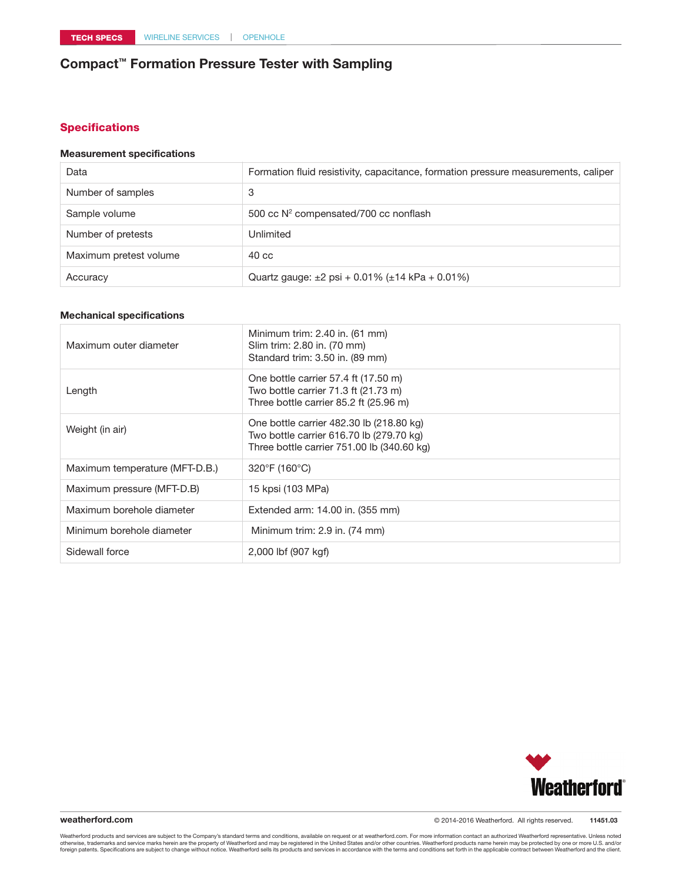# Compact™ Formation Pressure Tester with Sampling

## Specifications

### Measurement specifications

| | |
|---|---|
| Data | Formation fluid resistivity, capacitance, formation pressure measurements, caliper |
| Number of samples | 3 |
| Sample volume | 500 cc $N^2$ compensated/700 cc nonflash |
| Number of pretests | Unlimited |
| Maximum pretest volume | 40 cc |
| Accuracy | Quartz gauge: ±2 psi + 0.01% (±14 kPa + 0.01%) |

### Mechanical specifications

| | |
|---|---|
| Maximum outer diameter | Minimum trim: 2.40 in. (61 mm)<br>Slim trim: 2.80 in. (70 mm)<br>Standard trim: 3.50 in. (89 mm) |
| Length | One bottle carrier 57.4 ft (17.50 m)<br>Two bottle carrier 71.3 ft (21.73 m)<br>Three bottle carrier 85.2 ft (25.96 m) |
| Weight (in air) | One bottle carrier 482.30 lb (218.80 kg)<br>Two bottle carrier 616.70 lb (279.70 kg)<br>Three bottle carrier 751.00 lb (340.60 kg) |
| Maximum temperature (MFT-D.B.) | 320°F (160°C) |
| Maximum pressure (MFT-D.B) | 15 kpsi (103 MPa) |
| Maximum borehole diameter | Extended arm: 14.00 in. (355 mm) |
| Minimum borehole diameter | Minimum trim: 2.9 in. (74 mm) |
| Sidewall force | 2,000 lbf (907 kgf) |

weatherford.com

© 2014-2016 Weatherford. All rights reserved. 11451.03

Weatherford products and services are subject to the Company's standard terms and conditions, available on request or at weatherford.com. For more information contact an authorized Weatherford representative. Unless noted otherwise, trademarks and service marks herein are the property of Weatherford and may be registered in the United States and/or other countries. Weatherford products name herein may be protected by one or more U.S. and/or foreign patents. Specifications are subject to change without notice. Weatherford sells its products and services in accordance with the terms and conditions set forth in the applicable contract between Weatherford and the client.